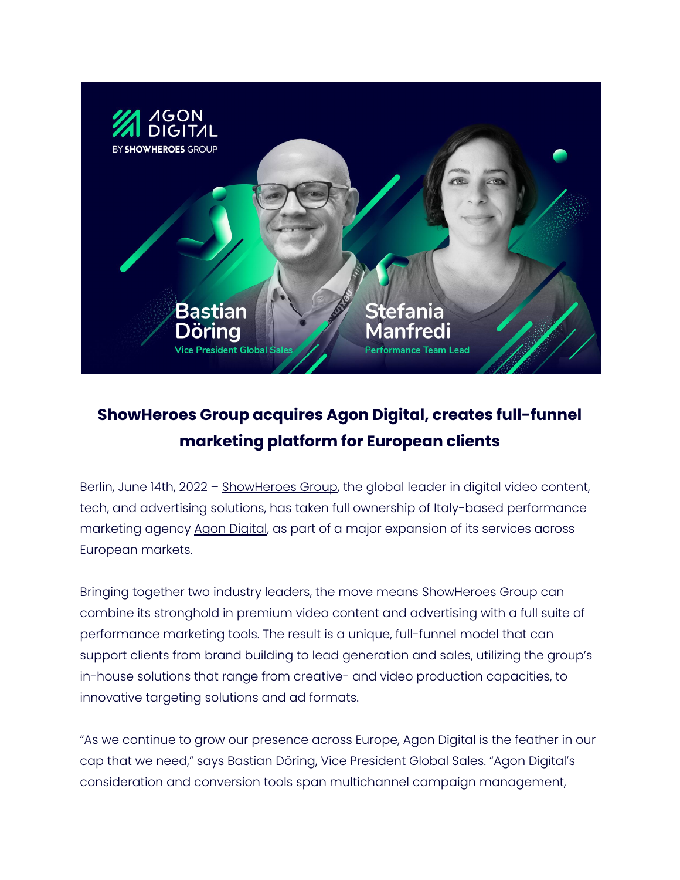## ShowHeroes Group acquires Agon Digital, creates full-funnel marketing platform for European clients

Berlin, June 14th, 2022 – ShowHeroes Group, the global leader in digital video content, tech, and advertising solutions, has taken full ownership of Italy-based performance marketing agency Agon Digital, as part of a major expansion of its services across European markets.

Bringing together two industry leaders, the move means ShowHeroes Group can combine its stronghold in premium video content and advertising with a full suite of performance marketing tools. The result is a unique, full-funnel model that can support clients from brand building to lead generation and sales, utilizing the group's in-house solutions that range from creative- and video production capacities, to innovative targeting solutions and ad formats.

"As we continue to grow our presence across Europe, Agon Digital is the feather in our cap that we need," says Bastian Döring, Vice President Global Sales. "Agon Digital's consideration and conversion tools span multichannel campaign management,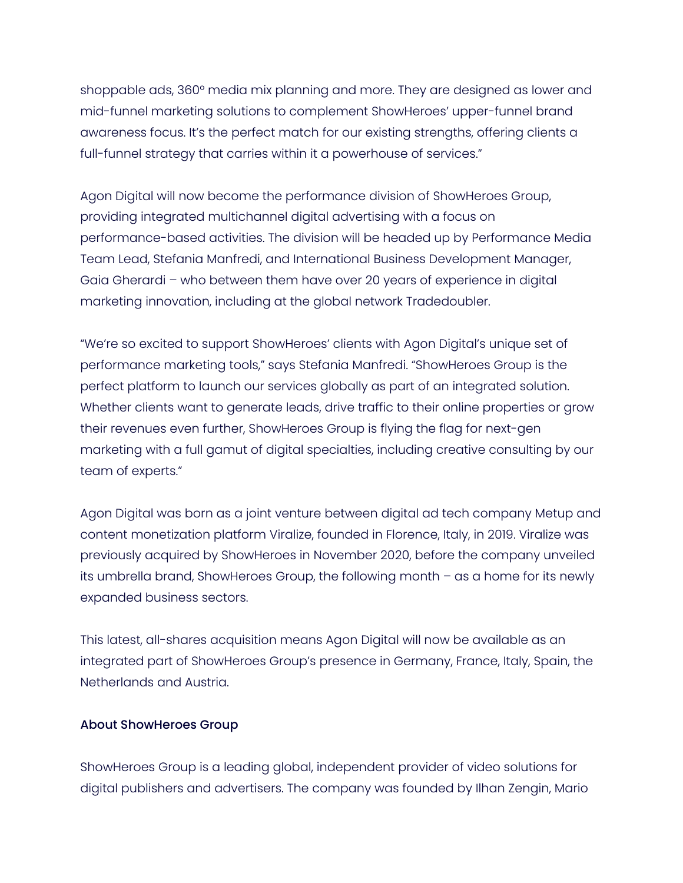shoppable ads, 360° media mix planning and more. They are designed as lower and mid-funnel marketing solutions to complement ShowHeroes' upper-funnel brand awareness focus. It's the perfect match for our existing strengths, offering clients a full-funnel strategy that carries within it a powerhouse of services."

Agon Digital will now become the performance division of ShowHeroes Group, providing integrated multichannel digital advertising with a focus on performance-based activities. The division will be headed up by Performance Media Team Lead, Stefania Manfredi, and International Business Development Manager, Gaia Gherardi – who between them have over 20 years of experience in digital marketing innovation, including at the global network Tradedoubler.

"We're so excited to support ShowHeroes' clients with Agon Digital's unique set of performance marketing tools," says Stefania Manfredi. "ShowHeroes Group is the perfect platform to launch our services globally as part of an integrated solution. Whether clients want to generate leads, drive traffic to their online properties or grow their revenues even further, ShowHeroes Group is flying the flag for next-gen marketing with a full gamut of digital specialties, including creative consulting by our team of experts."

Agon Digital was born as a joint venture between digital ad tech company Metup and content monetization platform Viralize, founded in Florence, Italy, in 2019. Viralize was previously acquired by ShowHeroes in November 2020, before the company unveiled its umbrella brand, ShowHeroes Group, the following month – as a home for its newly expanded business sectors.

This latest, all-shares acquisition means Agon Digital will now be available as an integrated part of ShowHeroes Group's presence in Germany, France, Italy, Spain, the Netherlands and Austria.

**About ShowHeroes Group**

ShowHeroes Group is a leading global, independent provider of video solutions for digital publishers and advertisers. The company was founded by Ilhan Zengin, Mario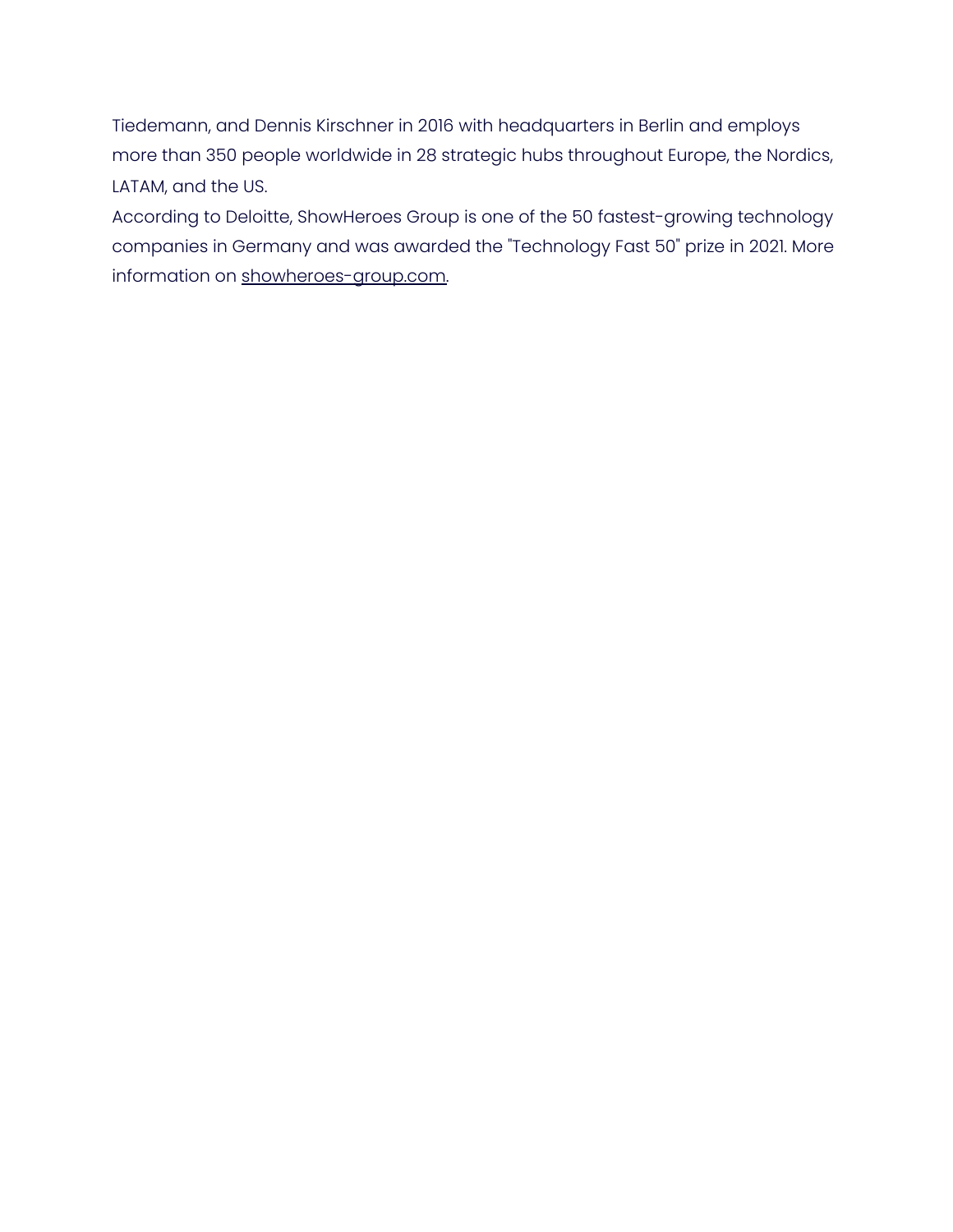Tiedemann, and Dennis Kirschner in 2016 with headquarters in Berlin and employs more than 350 people worldwide in 28 strategic hubs throughout Europe, the Nordics, LATAM, and the US.

According to Deloitte, ShowHeroes Group is one of the 50 fastest-growing technology companies in Germany and was awarded the "Technology Fast 50" prize in 2021. More information on showheroes-group.com.